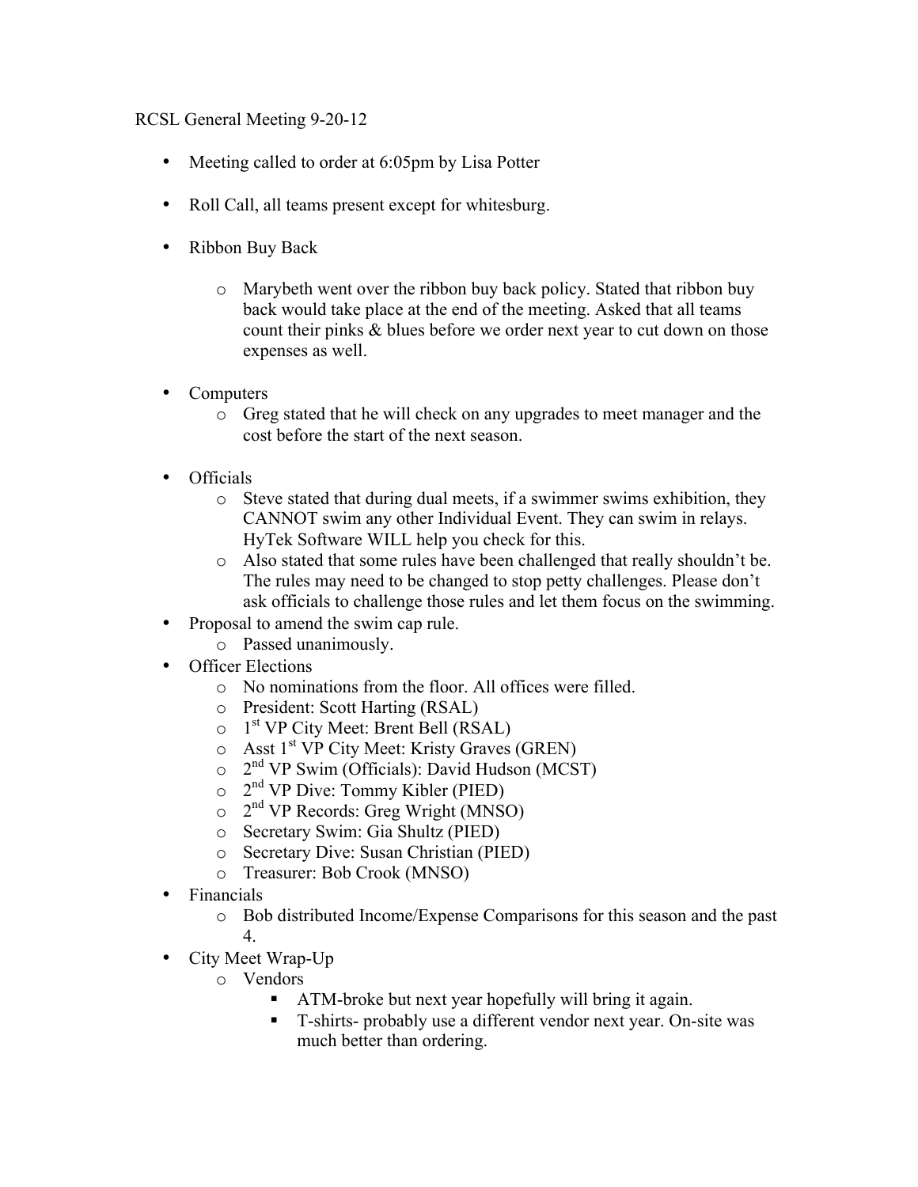RCSL General Meeting 9-20-12

- Meeting called to order at 6:05pm by Lisa Potter
- Roll Call, all teams present except for whitesburg.
- Ribbon Buy Back
  - Marybeth went over the ribbon buy back policy. Stated that ribbon buy back would take place at the end of the meeting. Asked that all teams count their pinks & blues before we order next year to cut down on those expenses as well.
- Computers
  - Greg stated that he will check on any upgrades to meet manager and the cost before the start of the next season.
- Officials
  - Steve stated that during dual meets, if a swimmer swims exhibition, they CANNOT swim any other Individual Event. They can swim in relays. HyTek Software WILL help you check for this.
  - Also stated that some rules have been challenged that really shouldn't be. The rules may need to be changed to stop petty challenges. Please don't ask officials to challenge those rules and let them focus on the swimming.
- Proposal to amend the swim cap rule.
  - Passed unanimously.
- Officer Elections
  - No nominations from the floor. All offices were filled.
  - President: Scott Harting (RSAL)
  - 1st VP City Meet: Brent Bell (RSAL)
  - Asst 1st VP City Meet: Kristy Graves (GREN)
  - 2nd VP Swim (Officials): David Hudson (MCST)
  - 2nd VP Dive: Tommy Kibler (PIED)
  - 2nd VP Records: Greg Wright (MNSO)
  - Secretary Swim: Gia Shultz (PIED)
  - Secretary Dive: Susan Christian (PIED)
  - Treasurer: Bob Crook (MNSO)
- Financials
  - Bob distributed Income/Expense Comparisons for this season and the past 4.
- City Meet Wrap-Up
  - Vendors
    - ATM-broke but next year hopefully will bring it again.
    - T-shirts- probably use a different vendor next year. On-site was much better than ordering.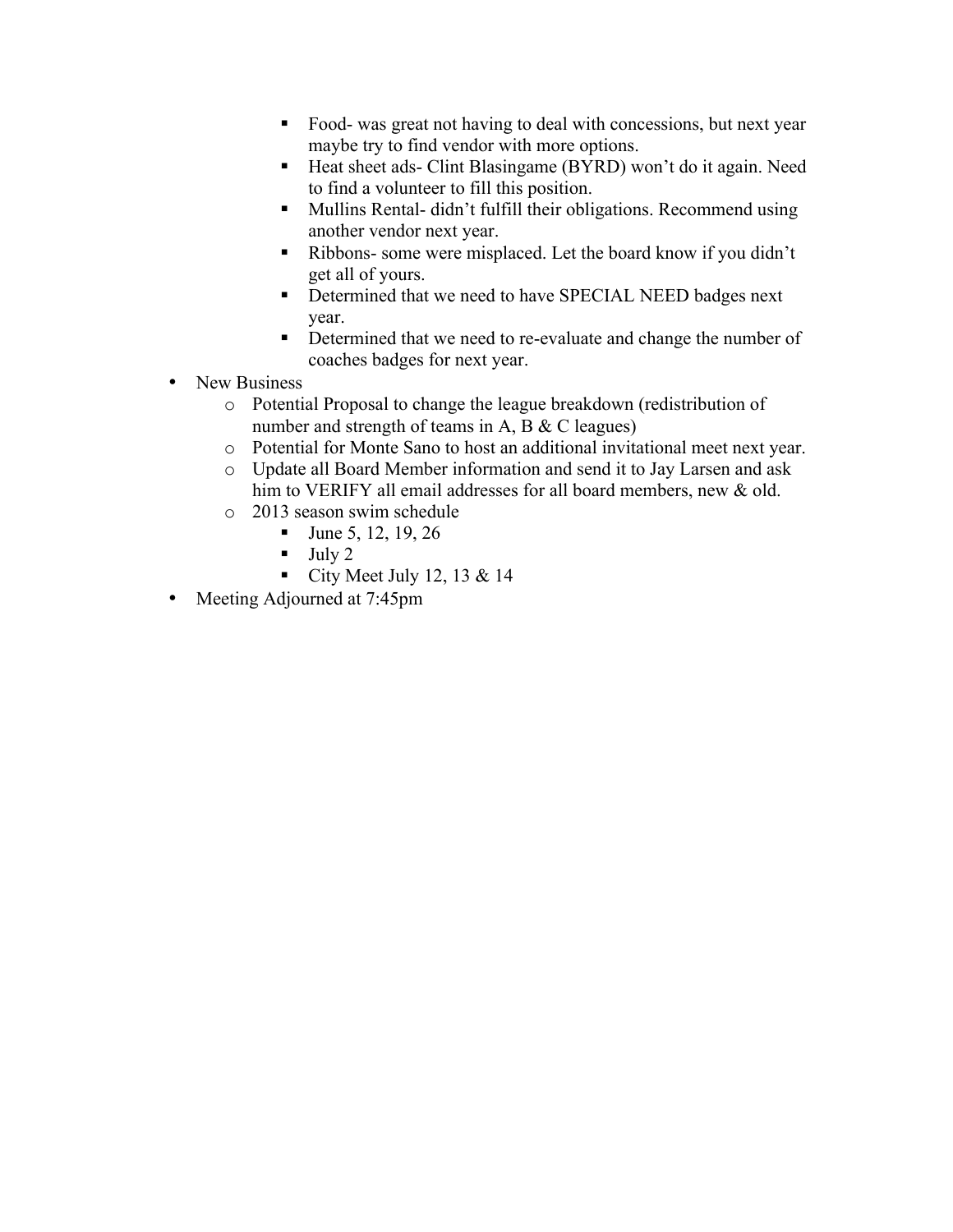- Food- was great not having to deal with concessions, but next year maybe try to find vendor with more options.
    - Heat sheet ads- Clint Blasingame (BYRD) won't do it again. Need to find a volunteer to fill this position.
    - Mullins Rental- didn't fulfill their obligations. Recommend using another vendor next year.
    - Ribbons- some were misplaced. Let the board know if you didn't get all of yours.
    - Determined that we need to have SPECIAL NEED badges next year.
    - Determined that we need to re-evaluate and change the number of coaches badges for next year.

- New Business
  - Potential Proposal to change the league breakdown (redistribution of number and strength of teams in A, B & C leagues)
  - Potential for Monte Sano to host an additional invitational meet next year.
  - Update all Board Member information and send it to Jay Larsen and ask him to VERIFY all email addresses for all board members, new & old.
  - 2013 season swim schedule
    - June 5, 12, 19, 26
    - July 2
    - City Meet July 12, 13 & 14
- Meeting Adjourned at 7:45pm